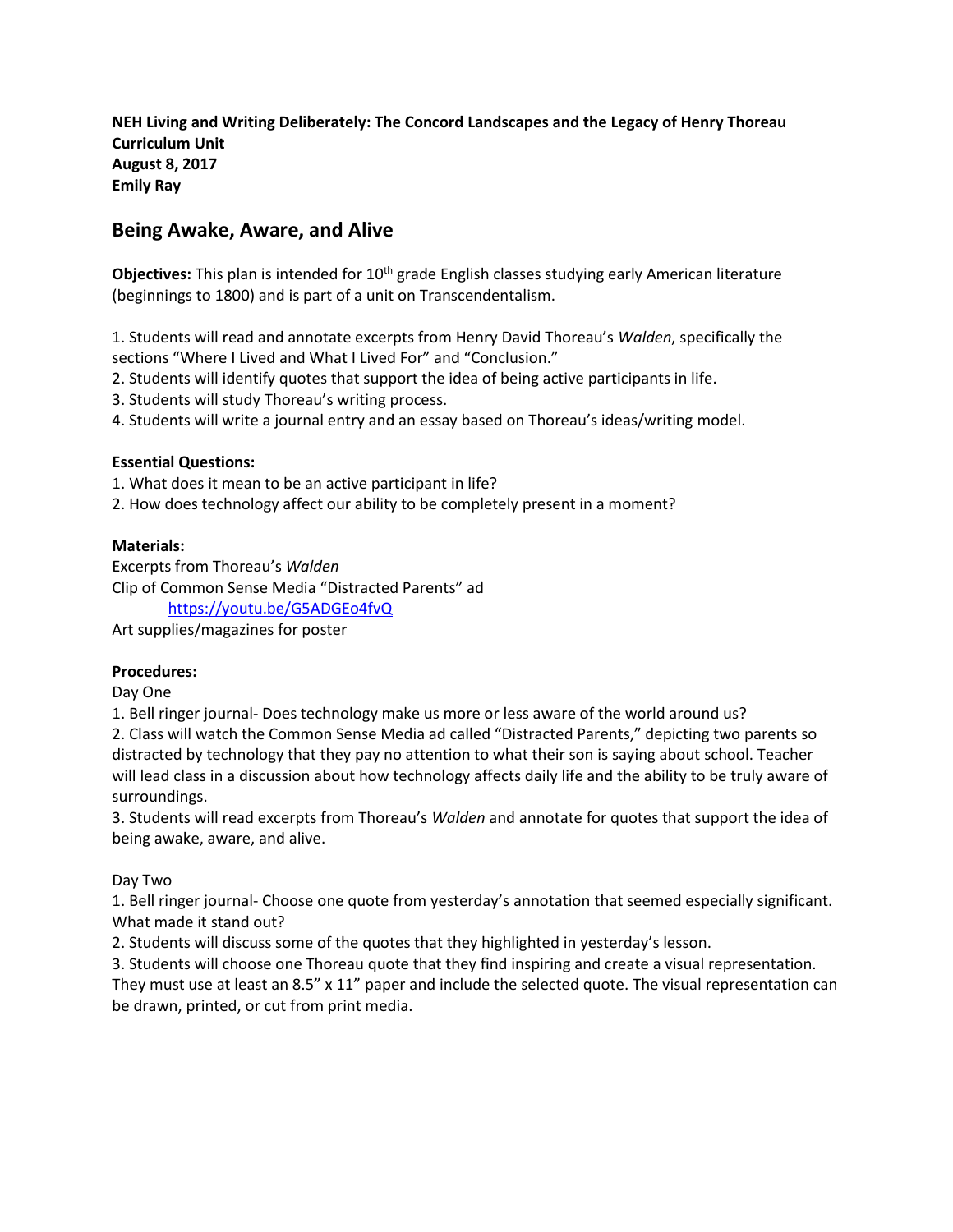**NEH Living and Writing Deliberately: The Concord Landscapes and the Legacy of Henry Thoreau**
**Curriculum Unit**
**August 8, 2017**
**Emily Ray**

## Being Awake, Aware, and Alive

**Objectives:** This plan is intended for 10th grade English classes studying early American literature (beginnings to 1800) and is part of a unit on Transcendentalism.

1. Students will read and annotate excerpts from Henry David Thoreau's *Walden*, specifically the sections "Where I Lived and What I Lived For" and "Conclusion."
2. Students will identify quotes that support the idea of being active participants in life.
3. Students will study Thoreau's writing process.
4. Students will write a journal entry and an essay based on Thoreau's ideas/writing model.

**Essential Questions:**

1. What does it mean to be an active participant in life?
2. How does technology affect our ability to be completely present in a moment?

**Materials:**

Excerpts from Thoreau's *Walden*
Clip of Common Sense Media "Distracted Parents" ad
https://youtu.be/G5ADGEo4fvQ
Art supplies/magazines for poster

**Procedures:**

Day One

1. Bell ringer journal- Does technology make us more or less aware of the world around us?
2. Class will watch the Common Sense Media ad called "Distracted Parents," depicting two parents so distracted by technology that they pay no attention to what their son is saying about school. Teacher will lead class in a discussion about how technology affects daily life and the ability to be truly aware of surroundings.
3. Students will read excerpts from Thoreau's *Walden* and annotate for quotes that support the idea of being awake, aware, and alive.

Day Two

1. Bell ringer journal- Choose one quote from yesterday's annotation that seemed especially significant. What made it stand out?
2. Students will discuss some of the quotes that they highlighted in yesterday's lesson.
3. Students will choose one Thoreau quote that they find inspiring and create a visual representation. They must use at least an 8.5" x 11" paper and include the selected quote. The visual representation can be drawn, printed, or cut from print media.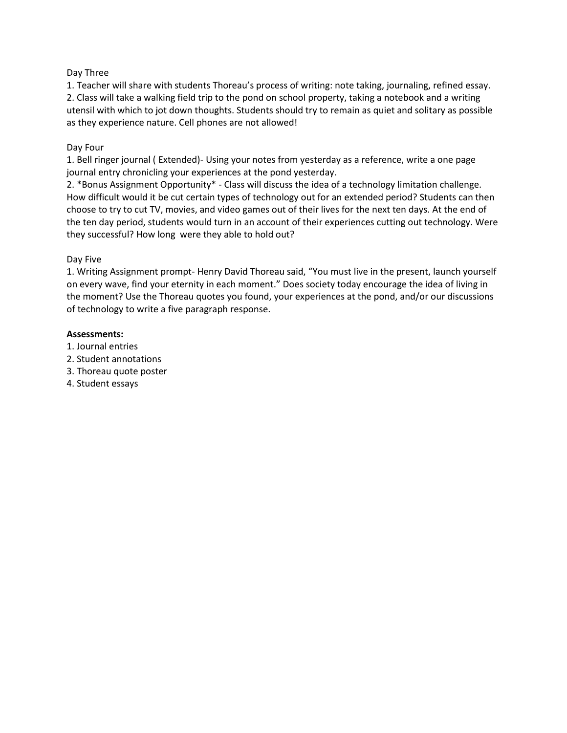Day Three

1. Teacher will share with students Thoreau's process of writing: note taking, journaling, refined essay.
2. Class will take a walking field trip to the pond on school property, taking a notebook and a writing utensil with which to jot down thoughts. Students should try to remain as quiet and solitary as possible as they experience nature. Cell phones are not allowed!

Day Four

1. Bell ringer journal ( Extended)- Using your notes from yesterday as a reference, write a one page journal entry chronicling your experiences at the pond yesterday.
2. *Bonus Assignment Opportunity* - Class will discuss the idea of a technology limitation challenge. How difficult would it be cut certain types of technology out for an extended period? Students can then choose to try to cut TV, movies, and video games out of their lives for the next ten days. At the end of the ten day period, students would turn in an account of their experiences cutting out technology. Were they successful? How long were they able to hold out?

Day Five

1. Writing Assignment prompt- Henry David Thoreau said, "You must live in the present, launch yourself on every wave, find your eternity in each moment." Does society today encourage the idea of living in the moment? Use the Thoreau quotes you found, your experiences at the pond, and/or our discussions of technology to write a five paragraph response.

**Assessments:**

1. Journal entries
2. Student annotations
3. Thoreau quote poster
4. Student essays